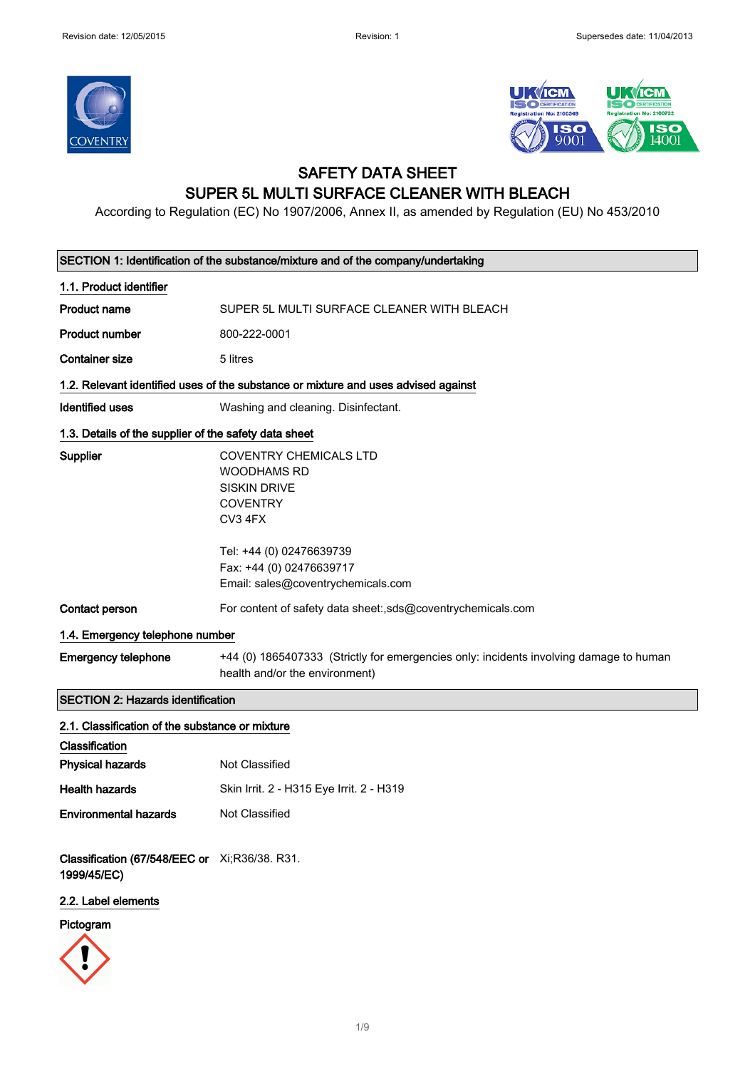# SAFETY DATA SHEET
# SUPER 5L MULTI SURFACE CLEANER WITH BLEACH

According to Regulation (EC) No 1907/2006, Annex II, as amended by Regulation (EU) No 453/2010

## SECTION 1: Identification of the substance/mixture and of the company/undertaking

### 1.1. Product identifier

**Product name** SUPER 5L MULTI SURFACE CLEANER WITH BLEACH

**Product number** 800-222-0001

**Container size** 5 litres

### 1.2. Relevant identified uses of the substance or mixture and uses advised against

**Identified uses** Washing and cleaning. Disinfectant.

### 1.3. Details of the supplier of the safety data sheet

**Supplier**
COVENTRY CHEMICALS LTD
WOODHAMS RD
SISKIN DRIVE
COVENTRY
CV3 4FX

Tel: +44 (0) 02476639739
Fax: +44 (0) 02476639717
Email: sales@coventrychemicals.com

**Contact person** For content of safety data sheet:,sds@coventrychemicals.com

### 1.4. Emergency telephone number

**Emergency telephone** +44 (0) 1865407333 (Strictly for emergencies only: incidents involving damage to human health and/or the environment)

## SECTION 2: Hazards identification

### 2.1. Classification of the substance or mixture

**Classification**

**Physical hazards** Not Classified

**Health hazards** Skin Irrit. 2 - H315 Eye Irrit. 2 - H319

**Environmental hazards** Not Classified

**Classification (67/548/EEC or 1999/45/EC)** Xi;R36/38. R31.

### 2.2. Label elements

**Pictogram**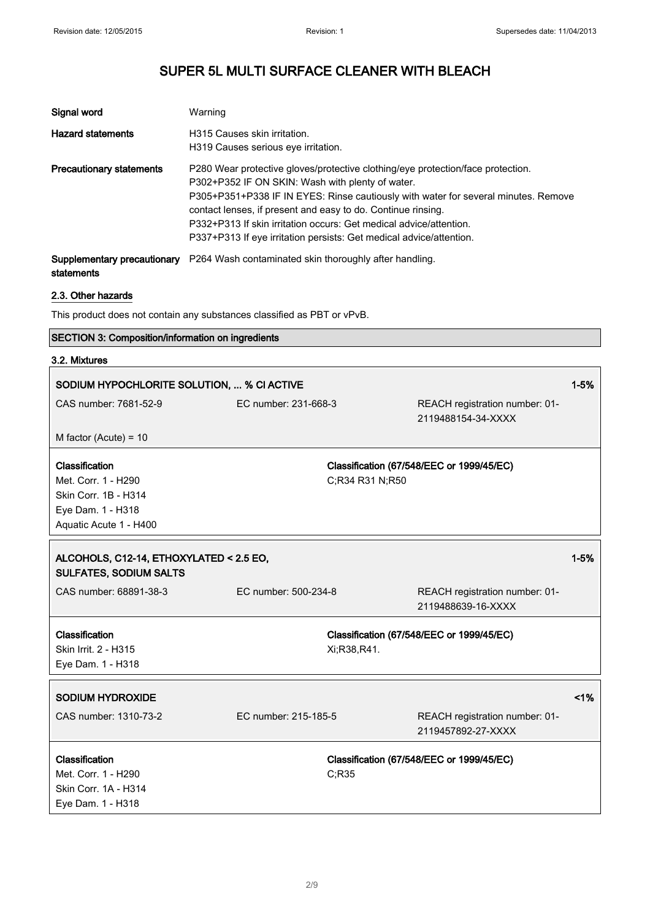# SUPER 5L MULTI SURFACE CLEANER WITH BLEACH

| | |
|---|---|
| **Signal word** | Warning |
| **Hazard statements** | H315 Causes skin irritation.<br>H319 Causes serious eye irritation. |
| **Precautionary statements** | P280 Wear protective gloves/protective clothing/eye protection/face protection.<br>P302+P352 IF ON SKIN: Wash with plenty of water.<br>P305+P351+P338 IF IN EYES: Rinse cautiously with water for several minutes. Remove contact lenses, if present and easy to do. Continue rinsing.<br>P332+P313 If skin irritation occurs: Get medical advice/attention.<br>P337+P313 If eye irritation persists: Get medical advice/attention. |
| **Supplementary precautionary statements** | P264 Wash contaminated skin thoroughly after handling. |

## 2.3. Other hazards

This product does not contain any substances classified as PBT or vPvB.

## SECTION 3: Composition/information on ingredients

### 3.2. Mixtures

**SODIUM HYPOCHLORITE SOLUTION, ... % Cl ACTIVE** — 1-5%

| | | |
|---|---|---|
| CAS number: 7681-52-9 | EC number: 231-668-3 | REACH registration number: 01-2119488154-34-XXXX |
| M factor (Acute) = 10 | | |

| **Classification** | **Classification (67/548/EEC or 1999/45/EC)** |
|---|---|
| Met. Corr. 1 - H290<br>Skin Corr. 1B - H314<br>Eye Dam. 1 - H318<br>Aquatic Acute 1 - H400 | C;R34 R31 N;R50 |

**ALCOHOLS, C12-14, ETHOXYLATED < 2.5 EO, SULFATES, SODIUM SALTS** — 1-5%

| | | |
|---|---|---|
| CAS number: 68891-38-3 | EC number: 500-234-8 | REACH registration number: 01-2119488639-16-XXXX |

| **Classification** | **Classification (67/548/EEC or 1999/45/EC)** |
|---|---|
| Skin Irrit. 2 - H315<br>Eye Dam. 1 - H318 | Xi;R38,R41. |

**SODIUM HYDROXIDE** — <1%

| | | |
|---|---|---|
| CAS number: 1310-73-2 | EC number: 215-185-5 | REACH registration number: 01-2119457892-27-XXXX |

| **Classification** | **Classification (67/548/EEC or 1999/45/EC)** |
|---|---|
| Met. Corr. 1 - H290<br>Skin Corr. 1A - H314<br>Eye Dam. 1 - H318 | C;R35 |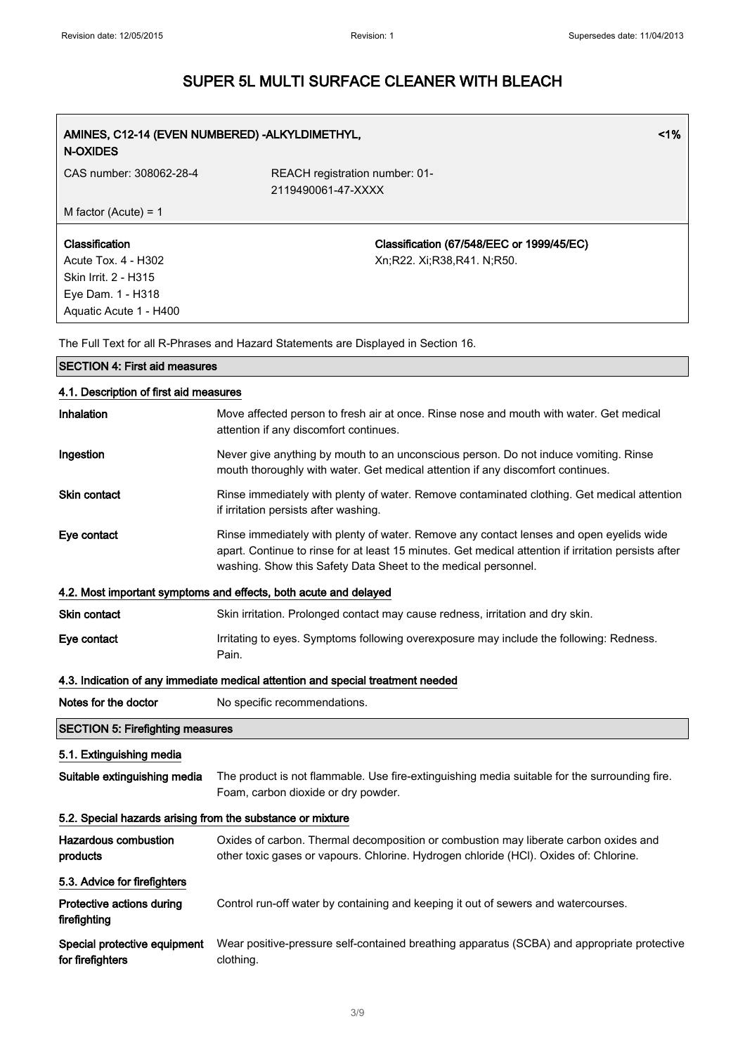# SUPER 5L MULTI SURFACE CLEANER WITH BLEACH

| **AMINES, C12-14 (EVEN NUMBERED) -ALKYLDIMETHYL, N-OXIDES** | | **<1%** |
|---|---|---|
| CAS number: 308062-28-4 | REACH registration number: 01-2119490061-47-XXXX | |
| M factor (Acute) = 1 | | |
| **Classification**<br>Acute Tox. 4 - H302<br>Skin Irrit. 2 - H315<br>Eye Dam. 1 - H318<br>Aquatic Acute 1 - H400 | **Classification (67/548/EEC or 1999/45/EC)**<br>Xn;R22. Xi;R38,R41. N;R50. | |

The Full Text for all R-Phrases and Hazard Statements are Displayed in Section 16.

## SECTION 4: First aid measures

### 4.1. Description of first aid measures

**Inhalation** Move affected person to fresh air at once. Rinse nose and mouth with water. Get medical attention if any discomfort continues.

**Ingestion** Never give anything by mouth to an unconscious person. Do not induce vomiting. Rinse mouth thoroughly with water. Get medical attention if any discomfort continues.

**Skin contact** Rinse immediately with plenty of water. Remove contaminated clothing. Get medical attention if irritation persists after washing.

**Eye contact** Rinse immediately with plenty of water. Remove any contact lenses and open eyelids wide apart. Continue to rinse for at least 15 minutes. Get medical attention if irritation persists after washing. Show this Safety Data Sheet to the medical personnel.

### 4.2. Most important symptoms and effects, both acute and delayed

**Skin contact** Skin irritation. Prolonged contact may cause redness, irritation and dry skin.

**Eye contact** Irritating to eyes. Symptoms following overexposure may include the following: Redness. Pain.

### 4.3. Indication of any immediate medical attention and special treatment needed

**Notes for the doctor** No specific recommendations.

## SECTION 5: Firefighting measures

### 5.1. Extinguishing media

**Suitable extinguishing media** The product is not flammable. Use fire-extinguishing media suitable for the surrounding fire. Foam, carbon dioxide or dry powder.

### 5.2. Special hazards arising from the substance or mixture

**Hazardous combustion products** Oxides of carbon. Thermal decomposition or combustion may liberate carbon oxides and other toxic gases or vapours. Chlorine. Hydrogen chloride (HCl). Oxides of: Chlorine.

### 5.3. Advice for firefighters

**Protective actions during firefighting** Control run-off water by containing and keeping it out of sewers and watercourses.

**Special protective equipment for firefighters** Wear positive-pressure self-contained breathing apparatus (SCBA) and appropriate protective clothing.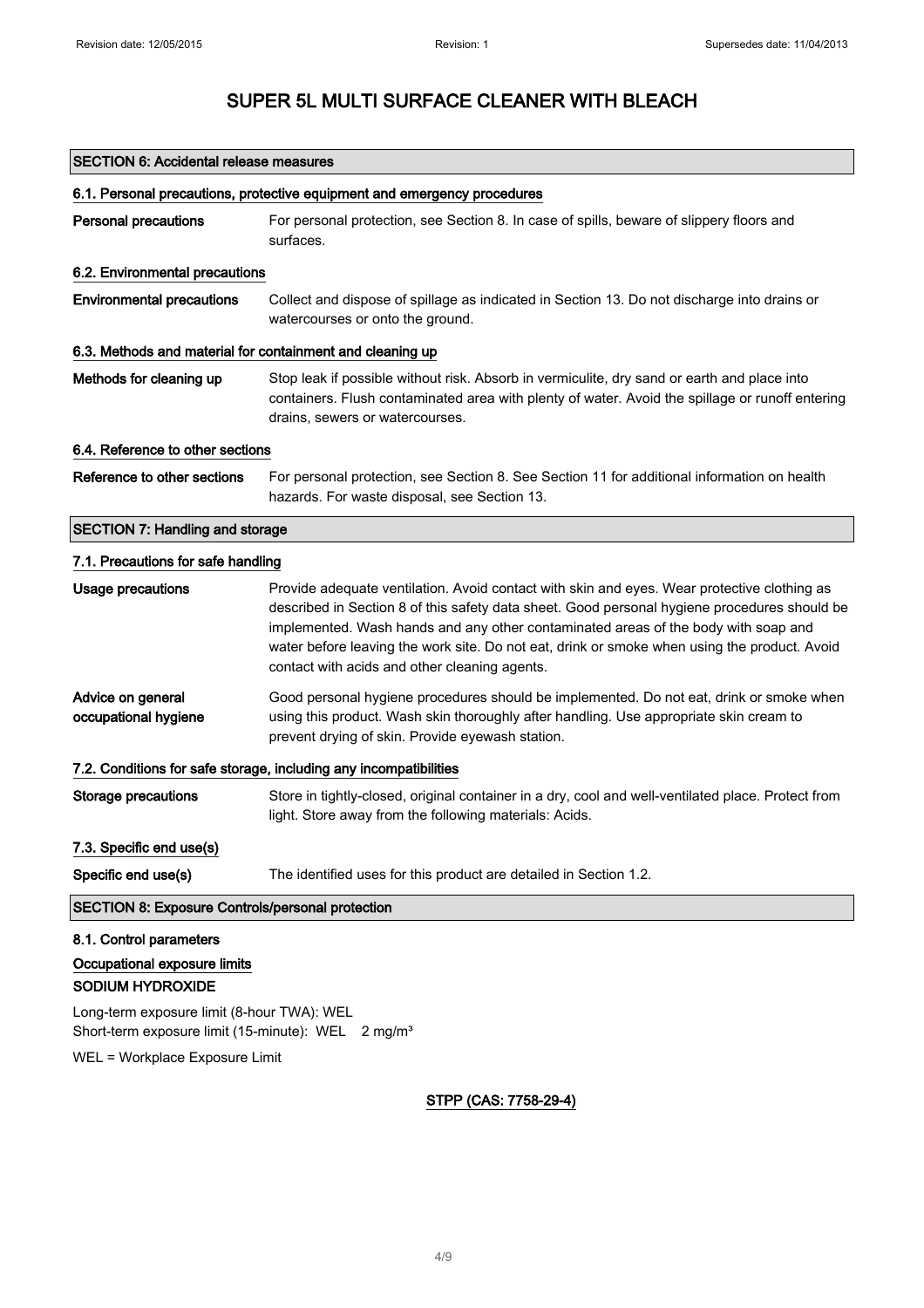# SUPER 5L MULTI SURFACE CLEANER WITH BLEACH

## SECTION 6: Accidental release measures

### 6.1. Personal precautions, protective equipment and emergency procedures

**Personal precautions** For personal protection, see Section 8. In case of spills, beware of slippery floors and surfaces.

### 6.2. Environmental precautions

**Environmental precautions** Collect and dispose of spillage as indicated in Section 13. Do not discharge into drains or watercourses or onto the ground.

### 6.3. Methods and material for containment and cleaning up

**Methods for cleaning up** Stop leak if possible without risk. Absorb in vermiculite, dry sand or earth and place into containers. Flush contaminated area with plenty of water. Avoid the spillage or runoff entering drains, sewers or watercourses.

### 6.4. Reference to other sections

**Reference to other sections** For personal protection, see Section 8. See Section 11 for additional information on health hazards. For waste disposal, see Section 13.

## SECTION 7: Handling and storage

### 7.1. Precautions for safe handling

**Usage precautions** Provide adequate ventilation. Avoid contact with skin and eyes. Wear protective clothing as described in Section 8 of this safety data sheet. Good personal hygiene procedures should be implemented. Wash hands and any other contaminated areas of the body with soap and water before leaving the work site. Do not eat, drink or smoke when using the product. Avoid contact with acids and other cleaning agents.

**Advice on general occupational hygiene** Good personal hygiene procedures should be implemented. Do not eat, drink or smoke when using this product. Wash skin thoroughly after handling. Use appropriate skin cream to prevent drying of skin. Provide eyewash station.

### 7.2. Conditions for safe storage, including any incompatibilities

**Storage precautions** Store in tightly-closed, original container in a dry, cool and well-ventilated place. Protect from light. Store away from the following materials: Acids.

### 7.3. Specific end use(s)

**Specific end use(s)** The identified uses for this product are detailed in Section 1.2.

## SECTION 8: Exposure Controls/personal protection

### 8.1. Control parameters

**Occupational exposure limits**

**SODIUM HYDROXIDE**

Long-term exposure limit (8-hour TWA): WEL
Short-term exposure limit (15-minute): WEL 2 mg/m³

WEL = Workplace Exposure Limit

**STPP (CAS: 7758-29-4)**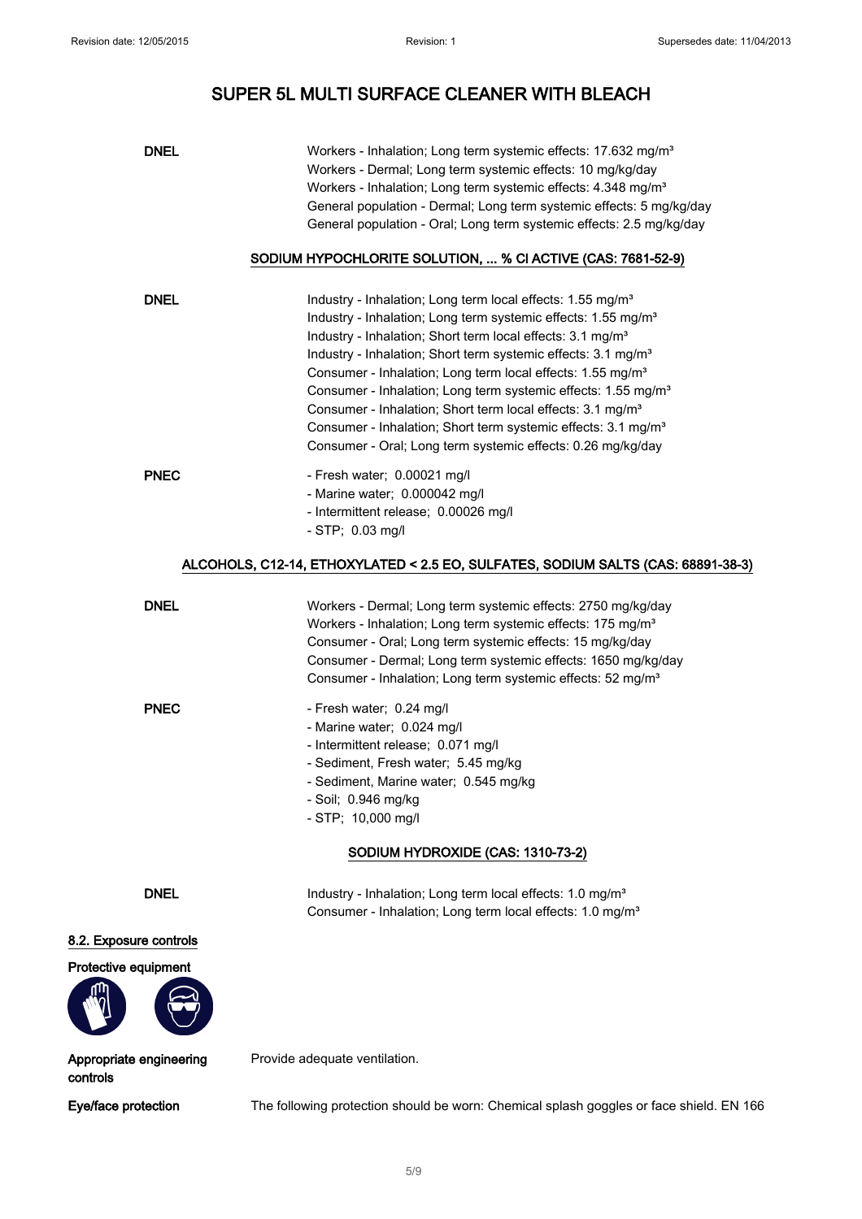# SUPER 5L MULTI SURFACE CLEANER WITH BLEACH

**DNEL**
Workers - Inhalation; Long term systemic effects: 17.632 mg/m³
Workers - Dermal; Long term systemic effects: 10 mg/kg/day
Workers - Inhalation; Long term systemic effects: 4.348 mg/m³
General population - Dermal; Long term systemic effects: 5 mg/kg/day
General population - Oral; Long term systemic effects: 2.5 mg/kg/day

**SODIUM HYPOCHLORITE SOLUTION, ... % Cl ACTIVE (CAS: 7681-52-9)**

**DNEL**
Industry - Inhalation; Long term local effects: 1.55 mg/m³
Industry - Inhalation; Long term systemic effects: 1.55 mg/m³
Industry - Inhalation; Short term local effects: 3.1 mg/m³
Industry - Inhalation; Short term systemic effects: 3.1 mg/m³
Consumer - Inhalation; Long term local effects: 1.55 mg/m³
Consumer - Inhalation; Long term systemic effects: 1.55 mg/m³
Consumer - Inhalation; Short term local effects: 3.1 mg/m³
Consumer - Inhalation; Short term systemic effects: 3.1 mg/m³
Consumer - Oral; Long term systemic effects: 0.26 mg/kg/day

**PNEC**
- Fresh water; 0.00021 mg/l
- Marine water; 0.000042 mg/l
- Intermittent release; 0.00026 mg/l
- STP; 0.03 mg/l

**ALCOHOLS, C12-14, ETHOXYLATED < 2.5 EO, SULFATES, SODIUM SALTS (CAS: 68891-38-3)**

**DNEL**
Workers - Dermal; Long term systemic effects: 2750 mg/kg/day
Workers - Inhalation; Long term systemic effects: 175 mg/m³
Consumer - Oral; Long term systemic effects: 15 mg/kg/day
Consumer - Dermal; Long term systemic effects: 1650 mg/kg/day
Consumer - Inhalation; Long term systemic effects: 52 mg/m³

**PNEC**
- Fresh water; 0.24 mg/l
- Marine water; 0.024 mg/l
- Intermittent release; 0.071 mg/l
- Sediment, Fresh water; 5.45 mg/kg
- Sediment, Marine water; 0.545 mg/kg
- Soil; 0.946 mg/kg
- STP; 10,000 mg/l

**SODIUM HYDROXIDE (CAS: 1310-73-2)**

**DNEL**
Industry - Inhalation; Long term local effects: 1.0 mg/m³
Consumer - Inhalation; Long term local effects: 1.0 mg/m³

## 8.2. Exposure controls

**Protective equipment**

**Appropriate engineering controls** Provide adequate ventilation.

**Eye/face protection** The following protection should be worn: Chemical splash goggles or face shield. EN 166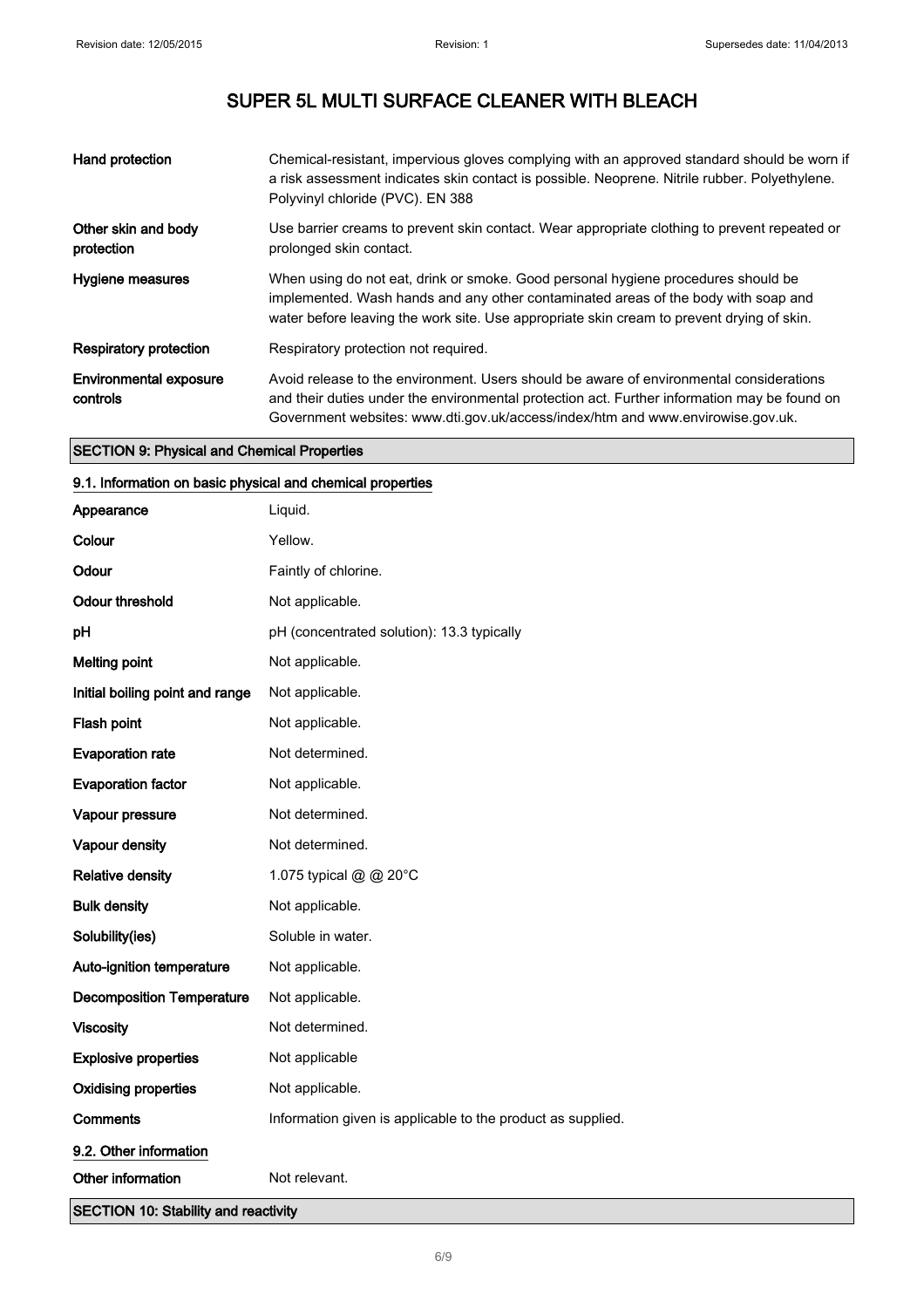# SUPER 5L MULTI SURFACE CLEANER WITH BLEACH

| | |
|---|---|
| **Hand protection** | Chemical-resistant, impervious gloves complying with an approved standard should be worn if a risk assessment indicates skin contact is possible. Neoprene. Nitrile rubber. Polyethylene. Polyvinyl chloride (PVC). EN 388 |
| **Other skin and body protection** | Use barrier creams to prevent skin contact. Wear appropriate clothing to prevent repeated or prolonged skin contact. |
| **Hygiene measures** | When using do not eat, drink or smoke. Good personal hygiene procedures should be implemented. Wash hands and any other contaminated areas of the body with soap and water before leaving the work site. Use appropriate skin cream to prevent drying of skin. |
| **Respiratory protection** | Respiratory protection not required. |
| **Environmental exposure controls** | Avoid release to the environment. Users should be aware of environmental considerations and their duties under the environmental protection act. Further information may be found on Government websites: www.dti.gov.uk/access/index/htm and www.envirowise.gov.uk. |

## SECTION 9: Physical and Chemical Properties

### 9.1. Information on basic physical and chemical properties

| | |
|---|---|
| **Appearance** | Liquid. |
| **Colour** | Yellow. |
| **Odour** | Faintly of chlorine. |
| **Odour threshold** | Not applicable. |
| **pH** | pH (concentrated solution): 13.3 typically |
| **Melting point** | Not applicable. |
| **Initial boiling point and range** | Not applicable. |
| **Flash point** | Not applicable. |
| **Evaporation rate** | Not determined. |
| **Evaporation factor** | Not applicable. |
| **Vapour pressure** | Not determined. |
| **Vapour density** | Not determined. |
| **Relative density** | 1.075 typical @ @ 20°C |
| **Bulk density** | Not applicable. |
| **Solubility(ies)** | Soluble in water. |
| **Auto-ignition temperature** | Not applicable. |
| **Decomposition Temperature** | Not applicable. |
| **Viscosity** | Not determined. |
| **Explosive properties** | Not applicable |
| **Oxidising properties** | Not applicable. |
| **Comments** | Information given is applicable to the product as supplied. |

### 9.2. Other information

| | |
|---|---|
| **Other information** | Not relevant. |

## SECTION 10: Stability and reactivity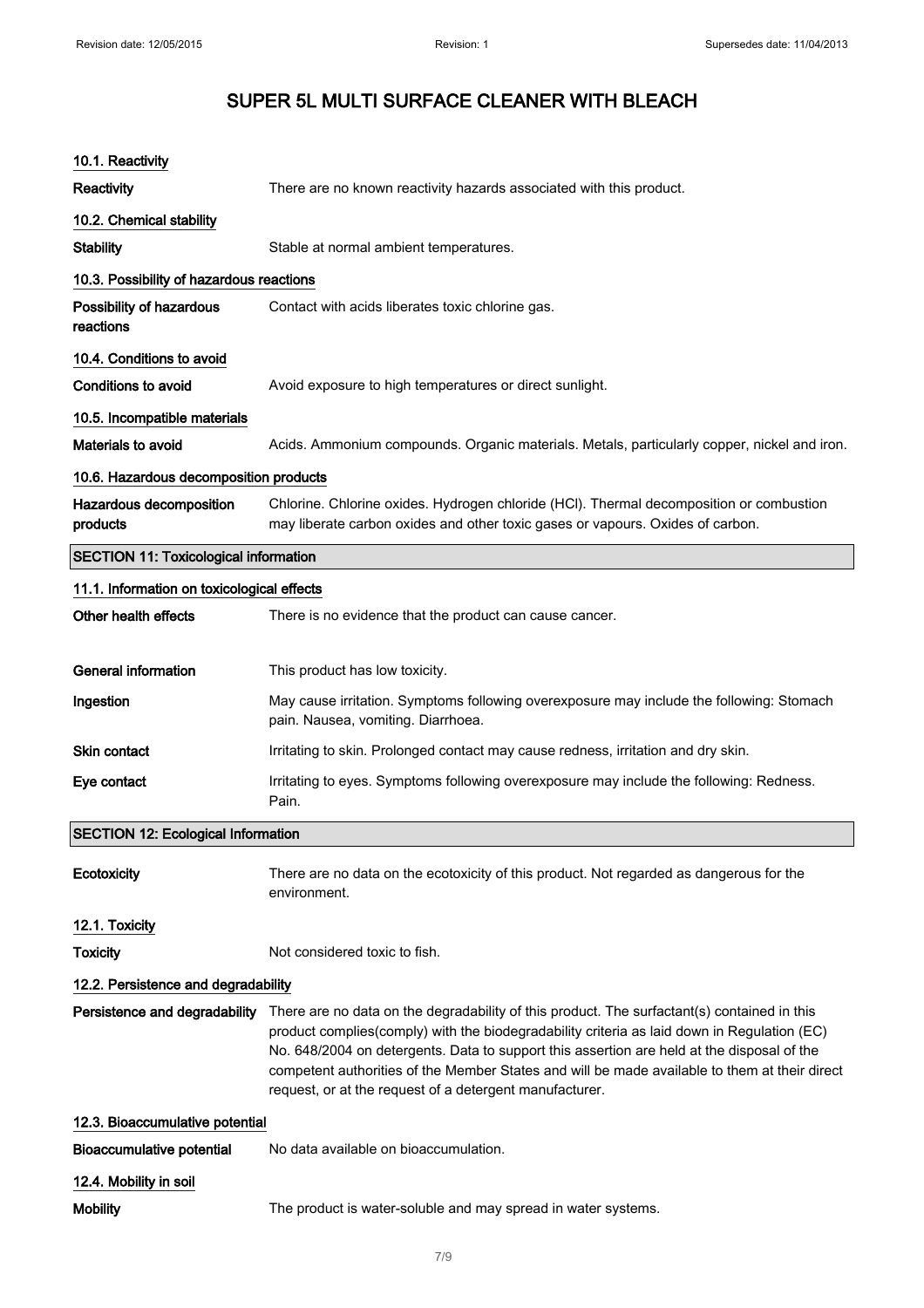# SUPER 5L MULTI SURFACE CLEANER WITH BLEACH

### 10.1. Reactivity

**Reactivity** There are no known reactivity hazards associated with this product.

### 10.2. Chemical stability

**Stability** Stable at normal ambient temperatures.

### 10.3. Possibility of hazardous reactions

**Possibility of hazardous reactions** Contact with acids liberates toxic chlorine gas.

### 10.4. Conditions to avoid

**Conditions to avoid** Avoid exposure to high temperatures or direct sunlight.

### 10.5. Incompatible materials

**Materials to avoid** Acids. Ammonium compounds. Organic materials. Metals, particularly copper, nickel and iron.

### 10.6. Hazardous decomposition products

**Hazardous decomposition products** Chlorine. Chlorine oxides. Hydrogen chloride (HCl). Thermal decomposition or combustion may liberate carbon oxides and other toxic gases or vapours. Oxides of carbon.

## SECTION 11: Toxicological information

### 11.1. Information on toxicological effects

**Other health effects** There is no evidence that the product can cause cancer.

**General information** This product has low toxicity.

**Ingestion** May cause irritation. Symptoms following overexposure may include the following: Stomach pain. Nausea, vomiting. Diarrhoea.

**Skin contact** Irritating to skin. Prolonged contact may cause redness, irritation and dry skin.

**Eye contact** Irritating to eyes. Symptoms following overexposure may include the following: Redness. Pain.

## SECTION 12: Ecological Information

**Ecotoxicity** There are no data on the ecotoxicity of this product. Not regarded as dangerous for the environment.

### 12.1. Toxicity

**Toxicity** Not considered toxic to fish.

### 12.2. Persistence and degradability

**Persistence and degradability** There are no data on the degradability of this product. The surfactant(s) contained in this product complies(comply) with the biodegradability criteria as laid down in Regulation (EC) No. 648/2004 on detergents. Data to support this assertion are held at the disposal of the competent authorities of the Member States and will be made available to them at their direct request, or at the request of a detergent manufacturer.

### 12.3. Bioaccumulative potential

**Bioaccumulative potential** No data available on bioaccumulation.

### 12.4. Mobility in soil

**Mobility** The product is water-soluble and may spread in water systems.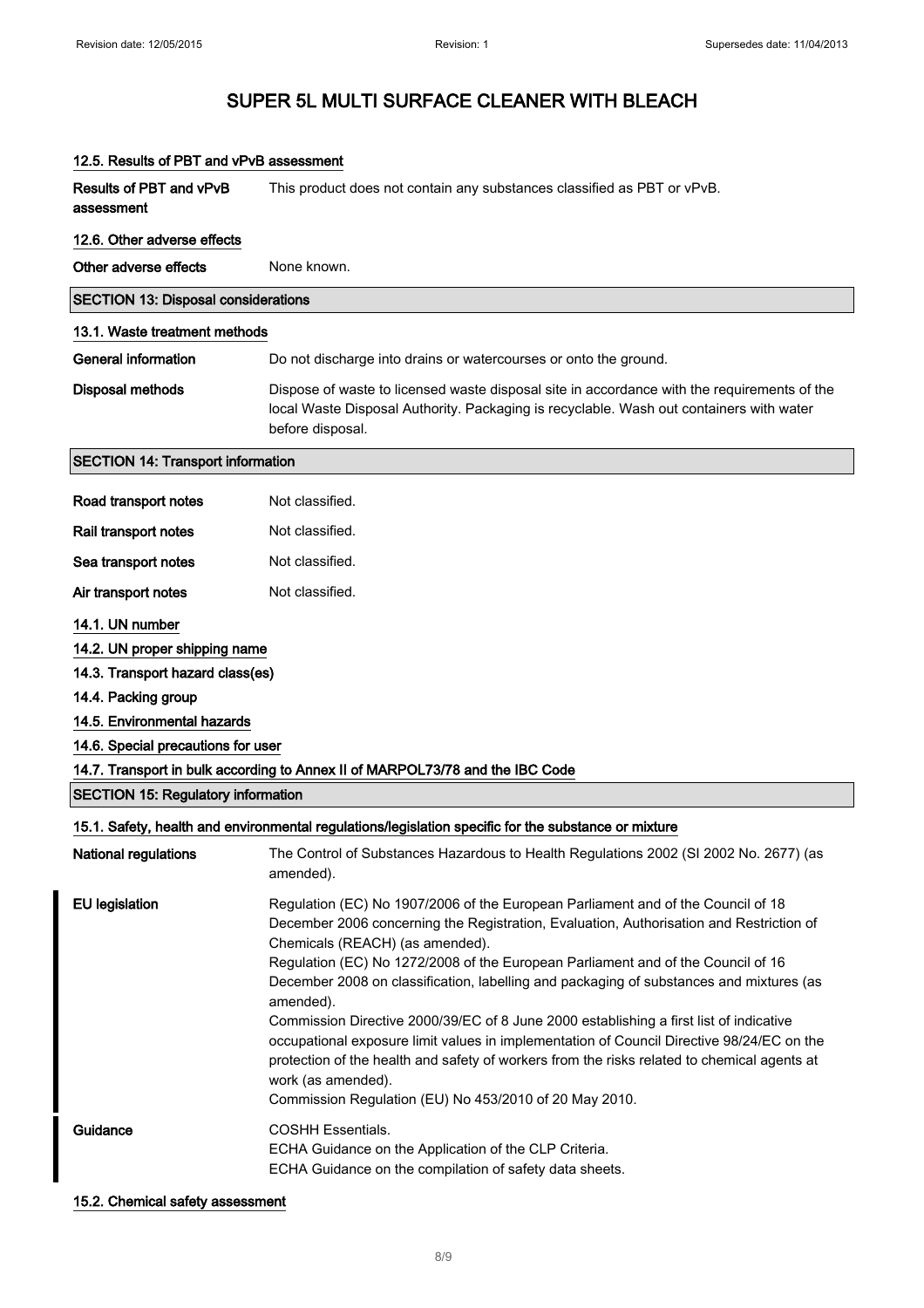# SUPER 5L MULTI SURFACE CLEANER WITH BLEACH

### 12.5. Results of PBT and vPvB assessment

**Results of PBT and vPvB assessment** This product does not contain any substances classified as PBT or vPvB.

### 12.6. Other adverse effects

**Other adverse effects** None known.

## SECTION 13: Disposal considerations

### 13.1. Waste treatment methods

**General information** Do not discharge into drains or watercourses or onto the ground.

**Disposal methods** Dispose of waste to licensed waste disposal site in accordance with the requirements of the local Waste Disposal Authority. Packaging is recyclable. Wash out containers with water before disposal.

## SECTION 14: Transport information

**Road transport notes** Not classified.

**Rail transport notes** Not classified.

**Sea transport notes** Not classified.

**Air transport notes** Not classified.

### 14.1. UN number

### 14.2. UN proper shipping name

### 14.3. Transport hazard class(es)

### 14.4. Packing group

### 14.5. Environmental hazards

### 14.6. Special precautions for user

### 14.7. Transport in bulk according to Annex II of MARPOL73/78 and the IBC Code

## SECTION 15: Regulatory information

### 15.1. Safety, health and environmental regulations/legislation specific for the substance or mixture

**National regulations** The Control of Substances Hazardous to Health Regulations 2002 (SI 2002 No. 2677) (as amended).

**EU legislation** Regulation (EC) No 1907/2006 of the European Parliament and of the Council of 18 December 2006 concerning the Registration, Evaluation, Authorisation and Restriction of Chemicals (REACH) (as amended).
Regulation (EC) No 1272/2008 of the European Parliament and of the Council of 16 December 2008 on classification, labelling and packaging of substances and mixtures (as amended).
Commission Directive 2000/39/EC of 8 June 2000 establishing a first list of indicative occupational exposure limit values in implementation of Council Directive 98/24/EC on the protection of the health and safety of workers from the risks related to chemical agents at work (as amended).
Commission Regulation (EU) No 453/2010 of 20 May 2010.

**Guidance** COSHH Essentials.
ECHA Guidance on the Application of the CLP Criteria.
ECHA Guidance on the compilation of safety data sheets.

### 15.2. Chemical safety assessment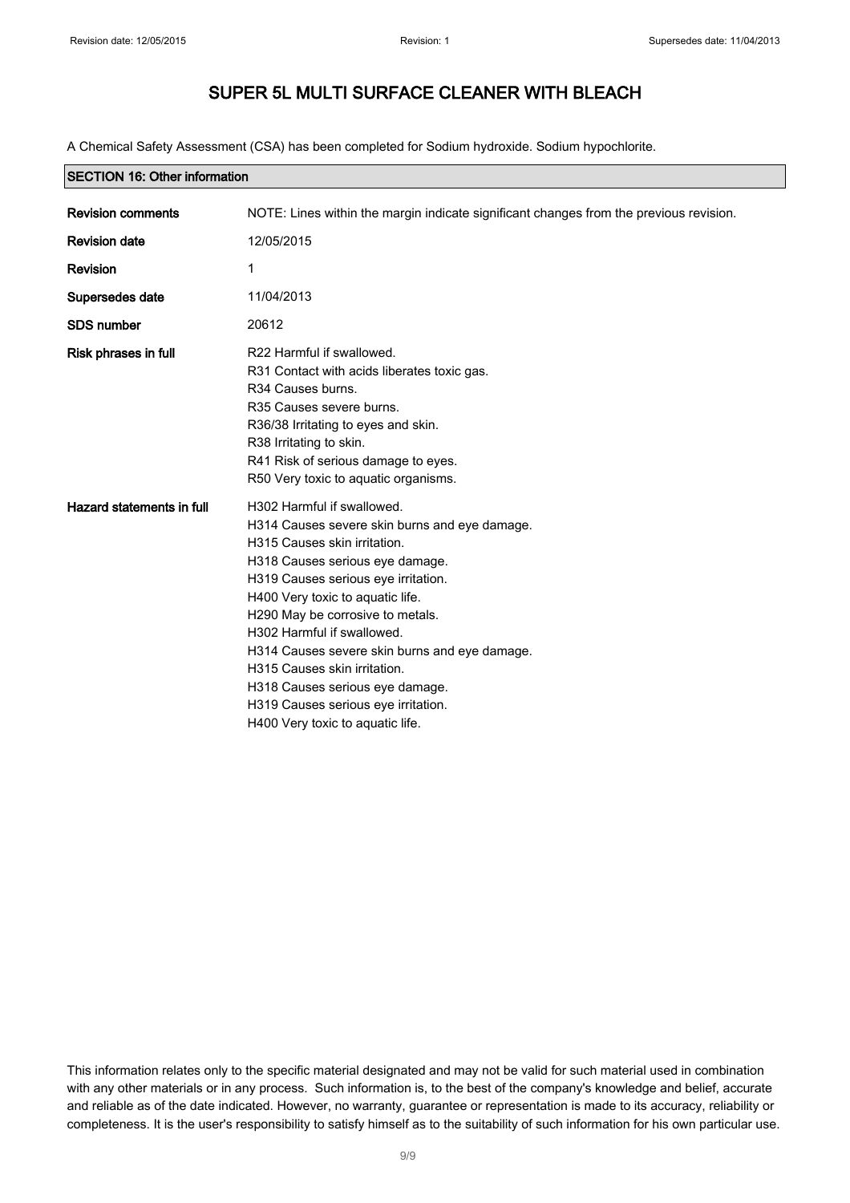# SUPER 5L MULTI SURFACE CLEANER WITH BLEACH

A Chemical Safety Assessment (CSA) has been completed for Sodium hydroxide. Sodium hypochlorite.

## SECTION 16: Other information

| | |
|---|---|
| **Revision comments** | NOTE: Lines within the margin indicate significant changes from the previous revision. |
| **Revision date** | 12/05/2015 |
| **Revision** | 1 |
| **Supersedes date** | 11/04/2013 |
| **SDS number** | 20612 |
| **Risk phrases in full** | R22 Harmful if swallowed.<br>R31 Contact with acids liberates toxic gas.<br>R34 Causes burns.<br>R35 Causes severe burns.<br>R36/38 Irritating to eyes and skin.<br>R38 Irritating to skin.<br>R41 Risk of serious damage to eyes.<br>R50 Very toxic to aquatic organisms. |
| **Hazard statements in full** | H302 Harmful if swallowed.<br>H314 Causes severe skin burns and eye damage.<br>H315 Causes skin irritation.<br>H318 Causes serious eye damage.<br>H319 Causes serious eye irritation.<br>H400 Very toxic to aquatic life.<br>H290 May be corrosive to metals.<br>H302 Harmful if swallowed.<br>H314 Causes severe skin burns and eye damage.<br>H315 Causes skin irritation.<br>H318 Causes serious eye damage.<br>H319 Causes serious eye irritation.<br>H400 Very toxic to aquatic life. |

This information relates only to the specific material designated and may not be valid for such material used in combination with any other materials or in any process. Such information is, to the best of the company's knowledge and belief, accurate and reliable as of the date indicated. However, no warranty, guarantee or representation is made to its accuracy, reliability or completeness. It is the user's responsibility to satisfy himself as to the suitability of such information for his own particular use.